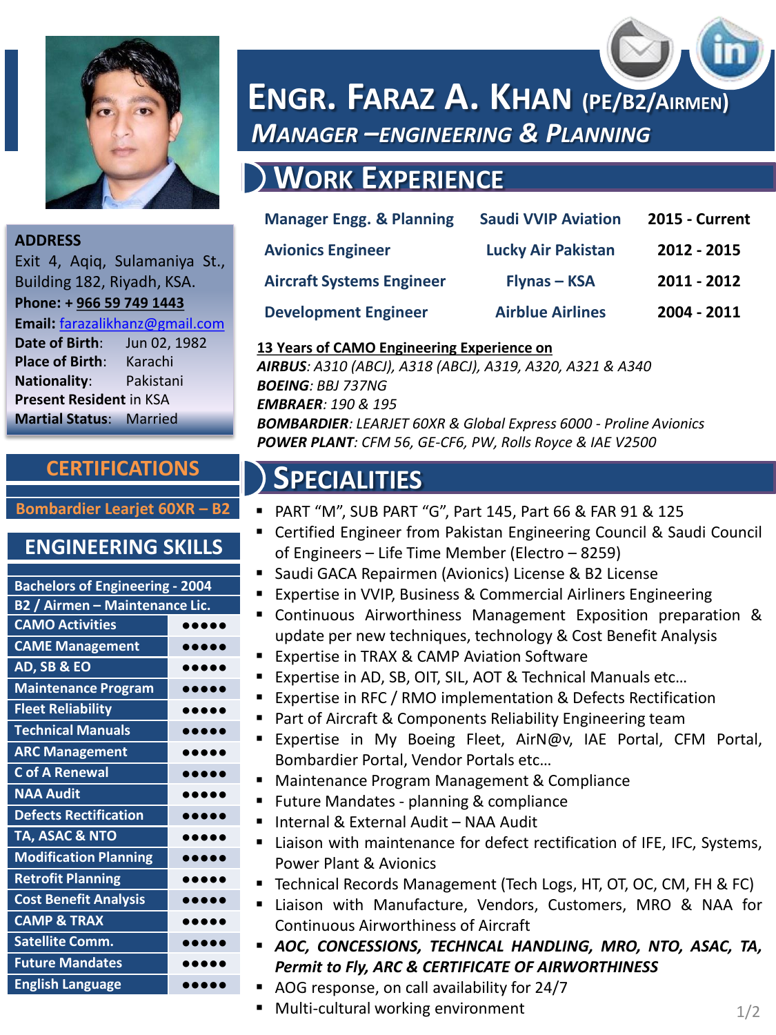# ENGR. FARAZ A. KHAN (PE/B2/AIRMEN)

## *MANAGER –ENGINEERING & PLANNING*

**ADDRESS**
Exit 4, Aqiq, Sulamaniya St., Building 182, Riyadh, KSA.
**Phone:** + 966 59 749 1443
**Email:** farazalikhanz@gmail.com
**Date of Birth**: Jun 02, 1982
**Place of Birth**: Karachi
**Nationality**: Pakistani
**Present Resident** in KSA
**Martial Status**: Married

## CERTIFICATIONS

**Bombardier Learjet 60XR – B2**

## ENGINEERING SKILLS

**Bachelors of Engineering - 2004**
**B2 / Airmen – Maintenance Lic.**

| Skill | Rating |
|---|---|
| CAMO Activities | ●●●●● |
| CAME Management | ●●●●● |
| AD, SB & EO | ●●●●● |
| Maintenance Program | ●●●●● |
| Fleet Reliability | ●●●●● |
| Technical Manuals | ●●●●● |
| ARC Management | ●●●●● |
| C of A Renewal | ●●●●● |
| NAA Audit | ●●●●● |
| Defects Rectification | ●●●●● |
| TA, ASAC & NTO | ●●●●● |
| Modification Planning | ●●●●● |
| Retrofit Planning | ●●●●● |
| Cost Benefit Analysis | ●●●●● |
| CAMP & TRAX | ●●●●● |
| Satellite Comm. | ●●●●● |
| Future Mandates | ●●●●● |
| English Language | ●●●●● |

## WORK EXPERIENCE

| Position | Company | Period |
|---|---|---|
| Manager Engg. & Planning | Saudi VVIP Aviation | 2015 - Current |
| Avionics Engineer | Lucky Air Pakistan | 2012 - 2015 |
| Aircraft Systems Engineer | Flynas – KSA | 2011 - 2012 |
| Development Engineer | Airblue Airlines | 2004 - 2011 |

**13 Years of CAMO Engineering Experience on**
***AIRBUS***: *A310 (ABCJ), A318 (ABCJ), A319, A320, A321 & A340*
***BOEING***: *BBJ 737NG*
***EMBRAER***: *190 & 195*
***BOMBARDIER***: *LEARJET 60XR & Global Express 6000 - Proline Avionics*
***POWER PLANT***: *CFM 56, GE-CF6, PW, Rolls Royce & IAE V2500*

## SPECIALITIES

- PART “M”, SUB PART “G”, Part 145, Part 66 & FAR 91 & 125
- Certified Engineer from Pakistan Engineering Council & Saudi Council of Engineers – Life Time Member (Electro – 8259)
- Saudi GACA Repairmen (Avionics) License & B2 License
- Expertise in VVIP, Business & Commercial Airliners Engineering
- Continuous Airworthiness Management Exposition preparation & update per new techniques, technology & Cost Benefit Analysis
- Expertise in TRAX & CAMP Aviation Software
- Expertise in AD, SB, OIT, SIL, AOT & Technical Manuals etc…
- Expertise in RFC / RMO implementation & Defects Rectification
- Part of Aircraft & Components Reliability Engineering team
- Expertise in My Boeing Fleet, AirN@v, IAE Portal, CFM Portal, Bombardier Portal, Vendor Portals etc…
- Maintenance Program Management & Compliance
- Future Mandates - planning & compliance
- Internal & External Audit – NAA Audit
- Liaison with maintenance for defect rectification of IFE, IFC, Systems, Power Plant & Avionics
- Technical Records Management (Tech Logs, HT, OT, OC, CM, FH & FC)
- Liaison with Manufacture, Vendors, Customers, MRO & NAA for Continuous Airworthiness of Aircraft
- ***AOC, CONCESSIONS, TECHNCAL HANDLING, MRO, NTO, ASAC, TA, Permit to Fly, ARC & CERTIFICATE OF AIRWORTHINESS***
- AOG response, on call availability for 24/7
- Multi-cultural working environment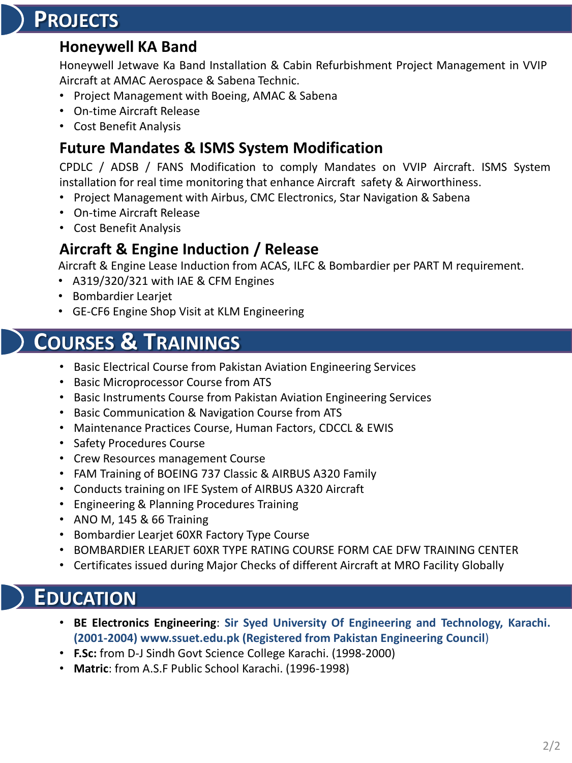# PROJECTS

### Honeywell KA Band

Honeywell Jetwave Ka Band Installation & Cabin Refurbishment Project Management in VVIP Aircraft at AMAC Aerospace & Sabena Technic.

- Project Management with Boeing, AMAC & Sabena
- On-time Aircraft Release
- Cost Benefit Analysis

### Future Mandates & ISMS System Modification

CPDLC / ADSB / FANS Modification to comply Mandates on VVIP Aircraft. ISMS System installation for real time monitoring that enhance Aircraft safety & Airworthiness.

- Project Management with Airbus, CMC Electronics, Star Navigation & Sabena
- On-time Aircraft Release
- Cost Benefit Analysis

### Aircraft & Engine Induction / Release

Aircraft & Engine Lease Induction from ACAS, ILFC & Bombardier per PART M requirement.

- A319/320/321 with IAE & CFM Engines
- Bombardier Learjet
- GE-CF6 Engine Shop Visit at KLM Engineering

# COURSES & TRAININGS

- Basic Electrical Course from Pakistan Aviation Engineering Services
- Basic Microprocessor Course from ATS
- Basic Instruments Course from Pakistan Aviation Engineering Services
- Basic Communication & Navigation Course from ATS
- Maintenance Practices Course, Human Factors, CDCCL & EWIS
- Safety Procedures Course
- Crew Resources management Course
- FAM Training of BOEING 737 Classic & AIRBUS A320 Family
- Conducts training on IFE System of AIRBUS A320 Aircraft
- Engineering & Planning Procedures Training
- ANO M, 145 & 66 Training
- Bombardier Learjet 60XR Factory Type Course
- BOMBARDIER LEARJET 60XR TYPE RATING COURSE FORM CAE DFW TRAINING CENTER
- Certificates issued during Major Checks of different Aircraft at MRO Facility Globally

# EDUCATION

- **BE Electronics Engineering**: **Sir Syed University Of Engineering and Technology, Karachi. (2001-2004) www.ssuet.edu.pk (Registered from Pakistan Engineering Council**)
- **F.Sc:** from D-J Sindh Govt Science College Karachi. (1998-2000)
- **Matric**: from A.S.F Public School Karachi. (1996-1998)